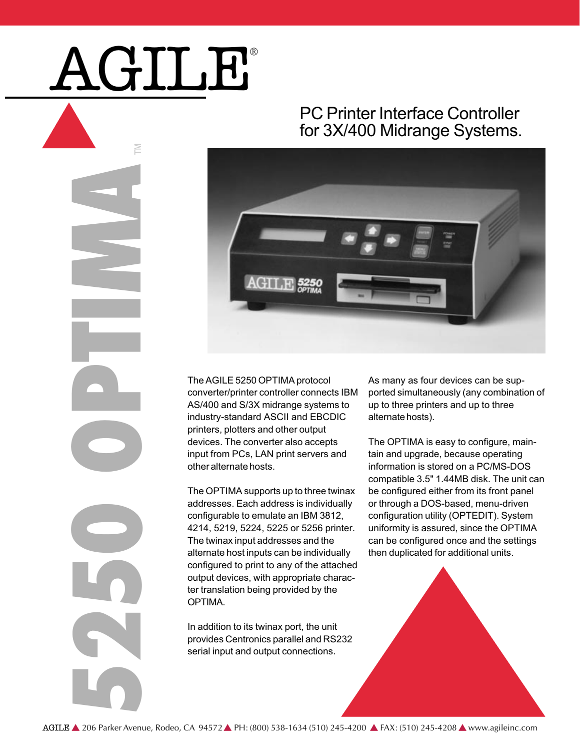# AGILE®

# 5250 OPTIMA™

## PC Printer Interface Controller for 3X/400 Midrange Systems.

The AGILE 5250 OPTIMA protocol converter/printer controller connects IBM AS/400 and S/3X midrange systems to industry-standard ASCII and EBCDIC printers, plotters and other output devices. The converter also accepts input from PCs, LAN print servers and other alternate hosts.

The OPTIMA supports up to three twinax addresses. Each address is individually configurable to emulate an IBM 3812, 4214, 5219, 5224, 5225 or 5256 printer. The twinax input addresses and the alternate host inputs can be individually configured to print to any of the attached output devices, with appropriate character translation being provided by the OPTIMA.

In addition to its twinax port, the unit provides Centronics parallel and RS232 serial input and output connections.

As many as four devices can be supported simultaneously (any combination of up to three printers and up to three alternate hosts).

The OPTIMA is easy to configure, maintain and upgrade, because operating information is stored on a PC/MS-DOS compatible 3.5" 1.44MB disk. The unit can be configured either from its front panel or through a DOS-based, menu-driven configuration utility (OPTEDIT). System uniformity is assured, since the OPTIMA can be configured once and the settings then duplicated for additional units.

AGILE ▲ 206 Parker Avenue, Rodeo, CA 94572 ▲ PH: (800) 538-1634 (510) 245-4200 ▲ FAX: (510) 245-4208 ▲ www.agileinc.com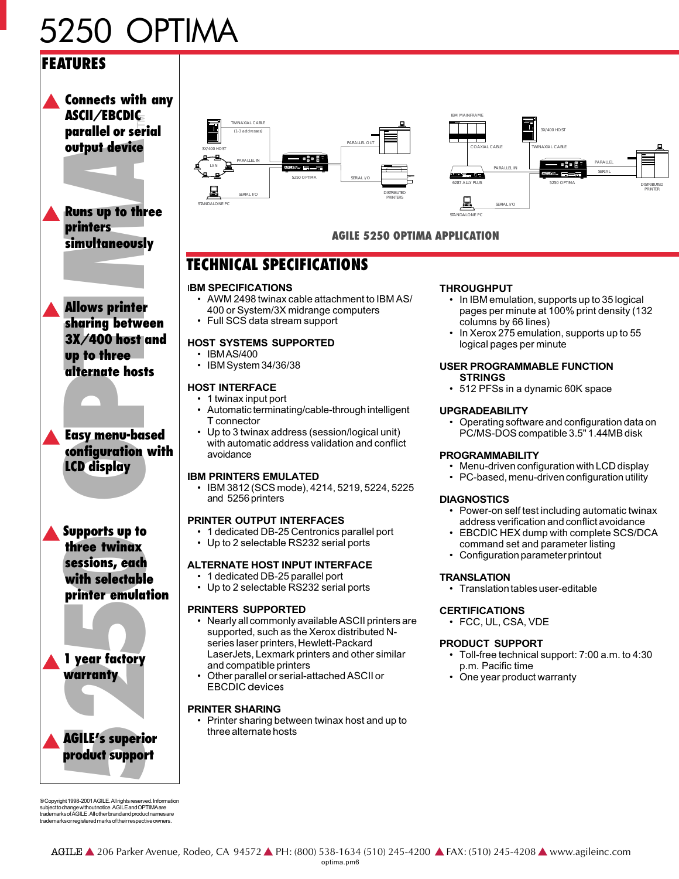# 5250 OPTIMA

## FEATURES

- Connects with any ASCII/EBCDIC parallel or serial output device
- Runs up to three printers simultaneously
- Allows printer sharing between 3X/400 host and up to three alternate hosts
- Easy menu-based configuration with LCD display
- Supports up to three twinax sessions, each with selectable printer emulation
- 1 year factory warranty
- AGILE's superior product support

TWINAXIAL CABLE
(1-3 addresses)
3X/400 HOST
LAN
PARALLEL IN
SERIAL I/O
STANDALONE PC
5250 OPTIMA
PARALLEL OUT
SERIAL I/O
DISTRIBUTED PRINTERS

IBM MAINFRAME
COAXIAL CABLE
3X/400 HOST
TWINAXIAL CABLE
PARALLEL IN
6287 ALLY PLUS
5250 OPTIMA
PARALLEL
SERIAL
DISTRIBUTED PRINTER
SERIAL I/O
STANDALONE PC

**AGILE 5250 OPTIMA APPLICATION**

## TECHNICAL SPECIFICATIONS

### IBM SPECIFICATIONS
- AWM 2498 twinax cable attachment to IBM AS/400 or System/3X midrange computers
- Full SCS data stream support

### HOST SYSTEMS SUPPORTED
- IBM AS/400
- IBM System 34/36/38

### HOST INTERFACE
- 1 twinax input port
- Automatic terminating/cable-through intelligent T connector
- Up to 3 twinax address (session/logical unit) with automatic address validation and conflict avoidance

### IBM PRINTERS EMULATED
- IBM 3812 (SCS mode), 4214, 5219, 5224, 5225 and 5256 printers

### PRINTER OUTPUT INTERFACES
- 1 dedicated DB-25 Centronics parallel port
- Up to 2 selectable RS232 serial ports

### ALTERNATE HOST INPUT INTERFACE
- 1 dedicated DB-25 parallel port
- Up to 2 selectable RS232 serial ports

### PRINTERS SUPPORTED
- Nearly all commonly available ASCII printers are supported, such as the Xerox distributed N-series laser printers, Hewlett-Packard LaserJets, Lexmark printers and other similar and compatible printers
- Other parallel or serial-attached ASCII or EBCDIC devices

### PRINTER SHARING
- Printer sharing between twinax host and up to three alternate hosts

### THROUGHPUT
- In IBM emulation, supports up to 35 logical pages per minute at 100% print density (132 columns by 66 lines)
- In Xerox 275 emulation, supports up to 55 logical pages per minute

### USER PROGRAMMABLE FUNCTION STRINGS
- 512 PFSs in a dynamic 60K space

### UPGRADEABILITY
- Operating software and configuration data on PC/MS-DOS compatible 3.5" 1.44MB disk

### PROGRAMMABILITY
- Menu-driven configuration with LCD display
- PC-based, menu-driven configuration utility

### DIAGNOSTICS
- Power-on self test including automatic twinax address verification and conflict avoidance
- EBCDIC HEX dump with complete SCS/DCA command set and parameter listing
- Configuration parameter printout

### TRANSLATION
- Translation tables user-editable

### CERTIFICATIONS
- FCC, UL, CSA, VDE

### PRODUCT SUPPORT
- Toll-free technical support: 7:00 a.m. to 4:30 p.m. Pacific time
- One year product warranty

®Copyright 1998-2001 AGILE. All rights reserved. Information subject to change without notice. AGILE and OPTIMA are trademarks of AGILE. All other brand and product names are trademarks or registered marks of their respective owners.

AGILE ▲ 206 Parker Avenue, Rodeo, CA 94572 ▲ PH: (800) 538-1634 (510) 245-4200 ▲ FAX: (510) 245-4208 ▲ www.agileinc.com